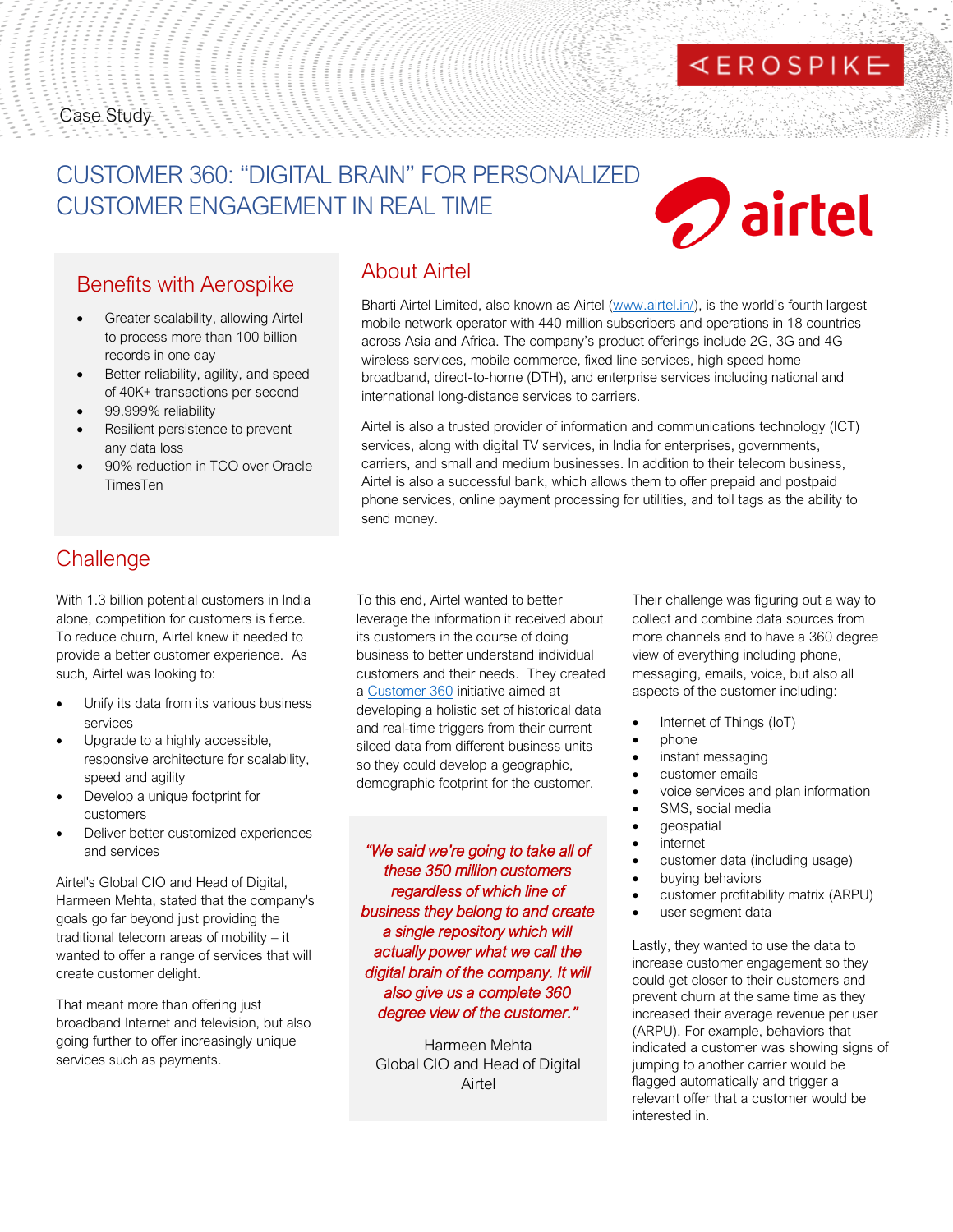Case Study

# CUSTOMER 360: "DIGITAL BRAIN" FOR PERSONALIZED CUSTOMER ENGAGEMENT IN REAL TIME

## Benefits with Aerospike

- Greater scalability, allowing Airtel to process more than 100 billion records in one day
- Better reliability, agility, and speed of 40K+ transactions per second
- 99.999% reliability
- Resilient persistence to prevent any data loss
- 90% reduction in TCO over Oracle TimesTen

## About Airtel

Bharti Airtel Limited, also known as Airtel (www.airtel.in/), is the world's fourth largest mobile network operator with 440 million subscribers and operations in 18 countries across Asia and Africa. The company's product offerings include 2G, 3G and 4G wireless services, mobile commerce, fixed line services, high speed home broadband, direct-to-home (DTH), and enterprise services including national and international long-distance services to carriers.

Airtel is also a trusted provider of information and communications technology (ICT) services, along with digital TV services, in India for enterprises, governments, carriers, and small and medium businesses. In addition to their telecom business, Airtel is also a successful bank, which allows them to offer prepaid and postpaid phone services, online payment processing for utilities, and toll tags as the ability to send money.

## Challenge

With 1.3 billion potential customers in India alone, competition for customers is fierce. To reduce churn, Airtel knew it needed to provide a better customer experience. As such, Airtel was looking to:

- Unify its data from its various business services
- Upgrade to a highly accessible, responsive architecture for scalability, speed and agility
- Develop a unique footprint for customers
- Deliver better customized experiences and services

Airtel's Global CIO and Head of Digital, Harmeen Mehta, stated that the company's goals go far beyond just providing the traditional telecom areas of mobility – it wanted to offer a range of services that will create customer delight.

That meant more than offering just broadband Internet and television, but also going further to offer increasingly unique services such as payments.

To this end, Airtel wanted to better leverage the information it received about its customers in the course of doing business to better understand individual customers and their needs. They created a Customer 360 initiative aimed at developing a holistic set of historical data and real-time triggers from their current siloed data from different business units so they could develop a geographic, demographic footprint for the customer.

> *"We said we're going to take all of these 350 million customers regardless of which line of business they belong to and create a single repository which will actually power what we call the digital brain of the company. It will also give us a complete 360 degree view of the customer."*
>
> Harmeen Mehta
> Global CIO and Head of Digital
> Airtel

Their challenge was figuring out a way to collect and combine data sources from more channels and to have a 360 degree view of everything including phone, messaging, emails, voice, but also all aspects of the customer including:

- Internet of Things (IoT)
- phone
- instant messaging
- customer emails
- voice services and plan information
- SMS, social media
- geospatial
- internet
- customer data (including usage)
- buying behaviors
- customer profitability matrix (ARPU)
- user segment data

Lastly, they wanted to use the data to increase customer engagement so they could get closer to their customers and prevent churn at the same time as they increased their average revenue per user (ARPU). For example, behaviors that indicated a customer was showing signs of jumping to another carrier would be flagged automatically and trigger a relevant offer that a customer would be interested in.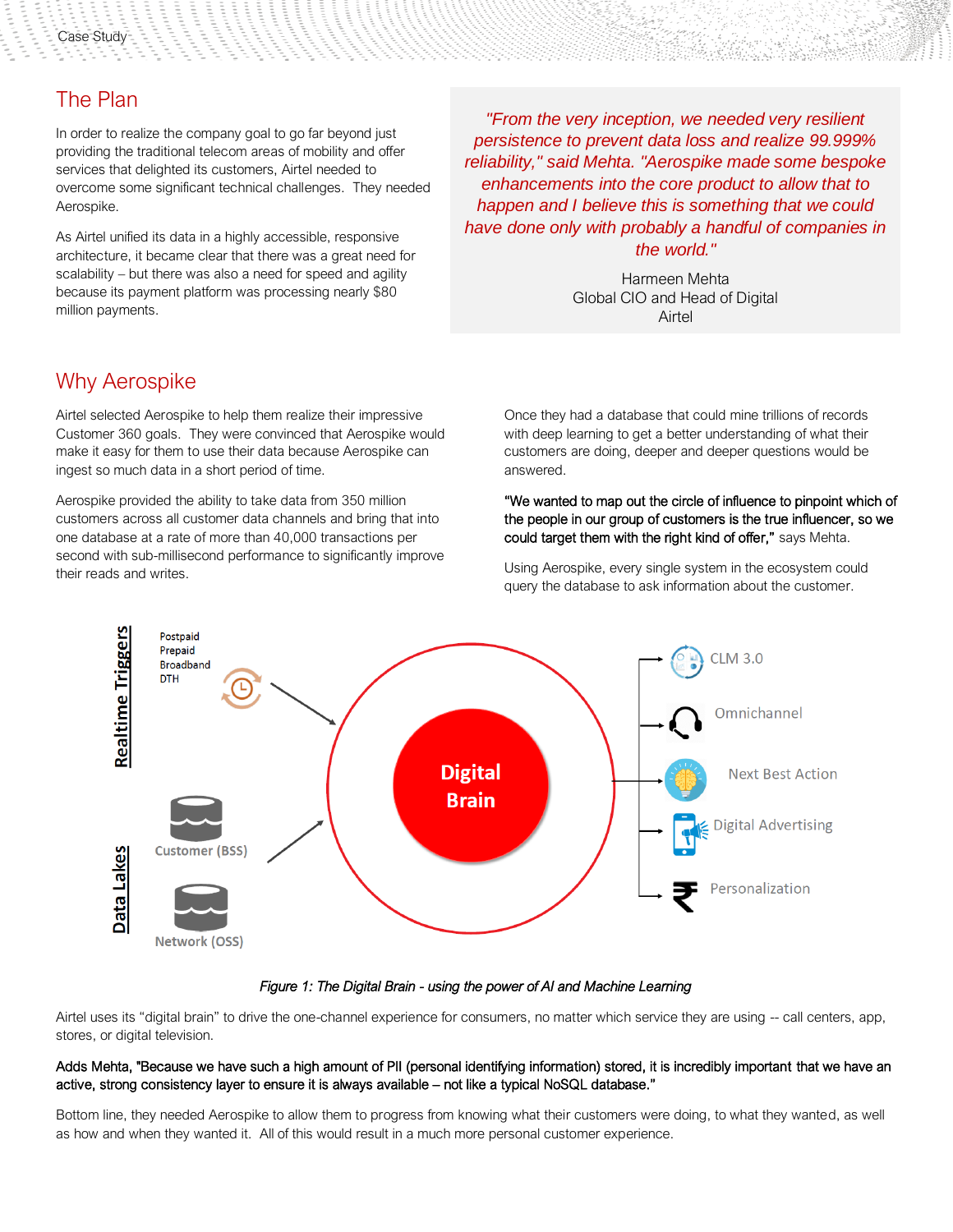## The Plan

In order to realize the company goal to go far beyond just providing the traditional telecom areas of mobility and offer services that delighted its customers, Airtel needed to overcome some significant technical challenges. They needed Aerospike.

As Airtel unified its data in a highly accessible, responsive architecture, it became clear that there was a great need for scalability – but there was also a need for speed and agility because its payment platform was processing nearly $80 million payments.

> *"From the very inception, we needed very resilient persistence to prevent data loss and realize 99.999% reliability," said Mehta. "Aerospike made some bespoke enhancements into the core product to allow that to happen and I believe this is something that we could have done only with probably a handful of companies in the world."*
>
> Harmeen Mehta
> Global CIO and Head of Digital
> Airtel

## Why Aerospike

Airtel selected Aerospike to help them realize their impressive Customer 360 goals. They were convinced that Aerospike would make it easy for them to use their data because Aerospike can ingest so much data in a short period of time.

Aerospike provided the ability to take data from 350 million customers across all customer data channels and bring that into one database at a rate of more than 40,000 transactions per second with sub-millisecond performance to significantly improve their reads and writes.

Once they had a database that could mine trillions of records with deep learning to get a better understanding of what their customers are doing, deeper and deeper questions would be answered.

"We wanted to map out the circle of influence to pinpoint which of the people in our group of customers is the true influencer, so we could target them with the right kind of offer," says Mehta.

Using Aerospike, every single system in the ecosystem could query the database to ask information about the customer.

Realtime Triggers: Postpaid, Prepaid, Broadband, DTH

Data Lakes: Customer (BSS), Network (OSS)

Digital Brain

CLM 3.0 · Omnichannel · Next Best Action · Digital Advertising · Personalization

*Figure 1: The Digital Brain - using the power of AI and Machine Learning*

Airtel uses its "digital brain" to drive the one-channel experience for consumers, no matter which service they are using -- call centers, app, stores, or digital television.

Adds Mehta, "Because we have such a high amount of PII (personal identifying information) stored, it is incredibly important that we have an active, strong consistency layer to ensure it is always available – not like a typical NoSQL database."

Bottom line, they needed Aerospike to allow them to progress from knowing what their customers were doing, to what they wanted, as well as how and when they wanted it. All of this would result in a much more personal customer experience.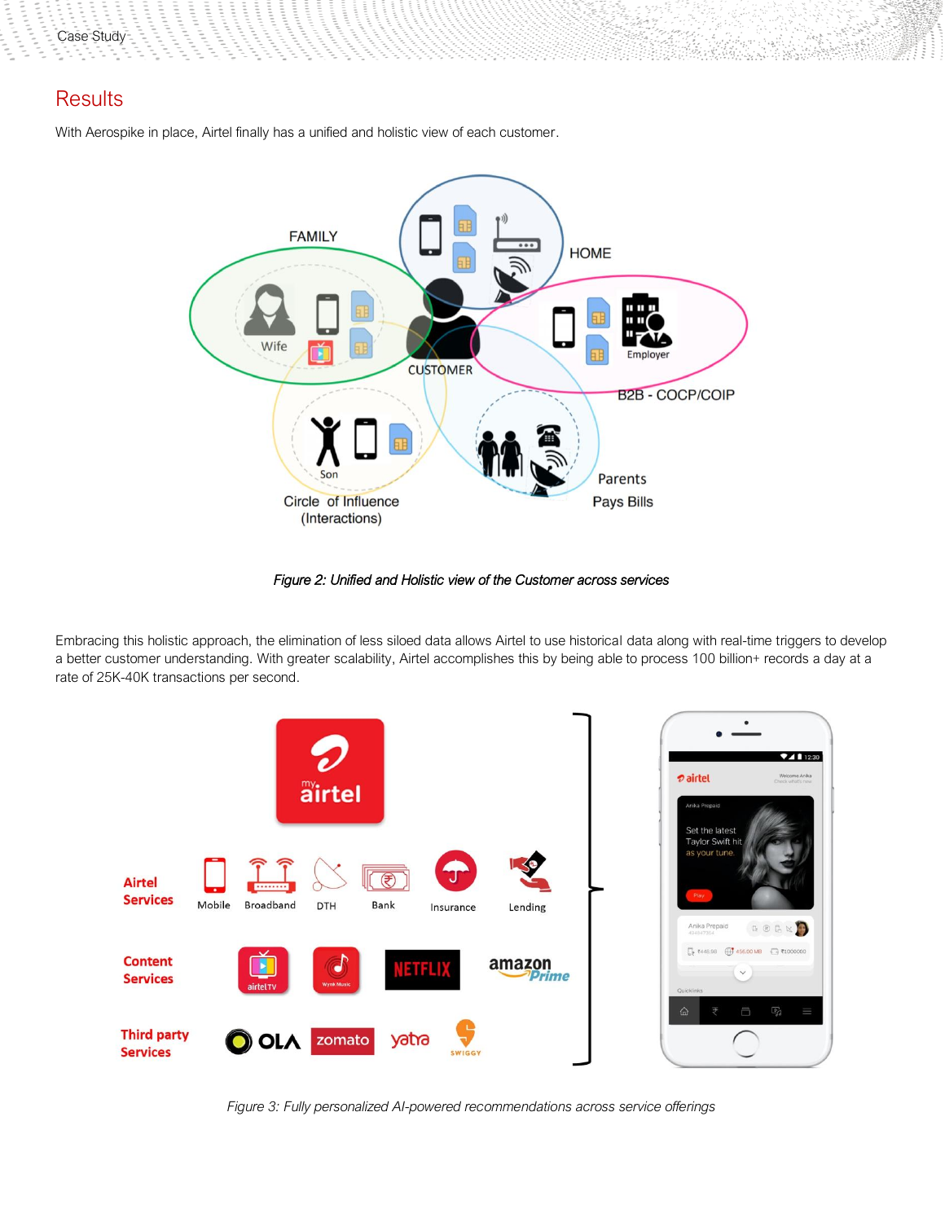## Results

With Aerospike in place, Airtel finally has a unified and holistic view of each customer.

*Figure 2: Unified and Holistic view of the Customer across services*

Embracing this holistic approach, the elimination of less siloed data allows Airtel to use historical data along with real-time triggers to develop a better customer understanding. With greater scalability, Airtel accomplishes this by being able to process 100 billion+ records a day at a rate of 25K-40K transactions per second.

*Figure 3: Fully personalized AI-powered recommendations across service offerings*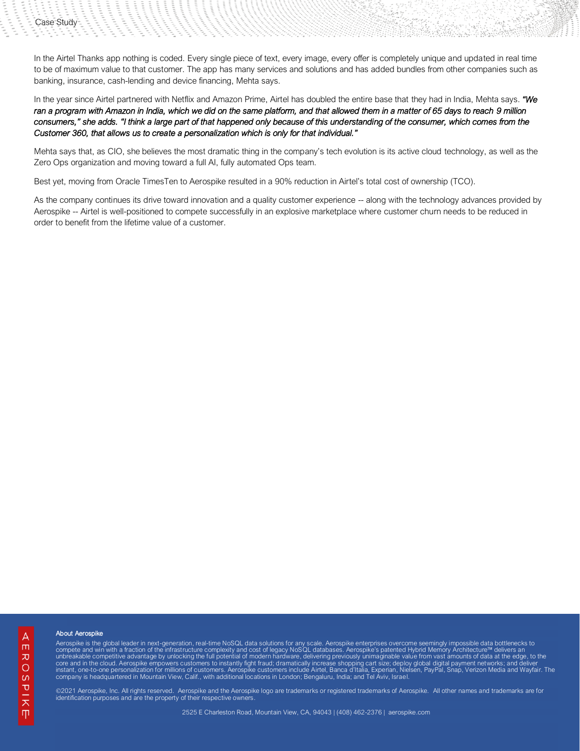In the Airtel Thanks app nothing is coded. Every single piece of text, every image, every offer is completely unique and updated in real time to be of maximum value to that customer. The app has many services and solutions and has added bundles from other companies such as banking, insurance, cash-lending and device financing, Mehta says.

In the year since Airtel partnered with Netflix and Amazon Prime, Airtel has doubled the entire base that they had in India, Mehta says. *"We ran a program with Amazon in India, which we did on the same platform, and that allowed them in a matter of 65 days to reach 9 million consumers," she adds. "I think a large part of that happened only because of this understanding of the consumer, which comes from the Customer 360, that allows us to create a personalization which is only for that individual."*

Mehta says that, as CIO, she believes the most dramatic thing in the company's tech evolution is its active cloud technology, as well as the Zero Ops organization and moving toward a full AI, fully automated Ops team.

Best yet, moving from Oracle TimesTen to Aerospike resulted in a 90% reduction in Airtel's total cost of ownership (TCO).

As the company continues its drive toward innovation and a quality customer experience -- along with the technology advances provided by Aerospike -- Airtel is well-positioned to compete successfully in an explosive marketplace where customer churn needs to be reduced in order to benefit from the lifetime value of a customer.

AEROSPIKE

**About Aerospike**

Aerospike is the global leader in next-generation, real-time NoSQL data solutions for any scale. Aerospike enterprises overcome seemingly impossible data bottlenecks to compete and win with a fraction of the infrastructure complexity and cost of legacy NoSQL databases. Aerospike's patented Hybrid Memory Architecture™ delivers an unbreakable competitive advantage by unlocking the full potential of modern hardware, delivering previously unimaginable value from vast amounts of data at the edge, to the core and in the cloud. Aerospike empowers customers to instantly fight fraud; dramatically increase shopping cart size; deploy global digital payment networks; and deliver instant, one-to-one personalization for millions of customers. Aerospike customers include Airtel, Banca d'Italia, Experian, Nielsen, PayPal, Snap, Verizon Media and Wayfair. The company is headquartered in Mountain View, Calif., with additional locations in London; Bengaluru, India; and Tel Aviv, Israel.

©2021 Aerospike, Inc. All rights reserved. Aerospike and the Aerospike logo are trademarks or registered trademarks of Aerospike. All other names and trademarks are for identification purposes and are the property of their respective owners.

2525 E Charleston Road, Mountain View, CA, 94043 | (408) 462-2376 | aerospike.com